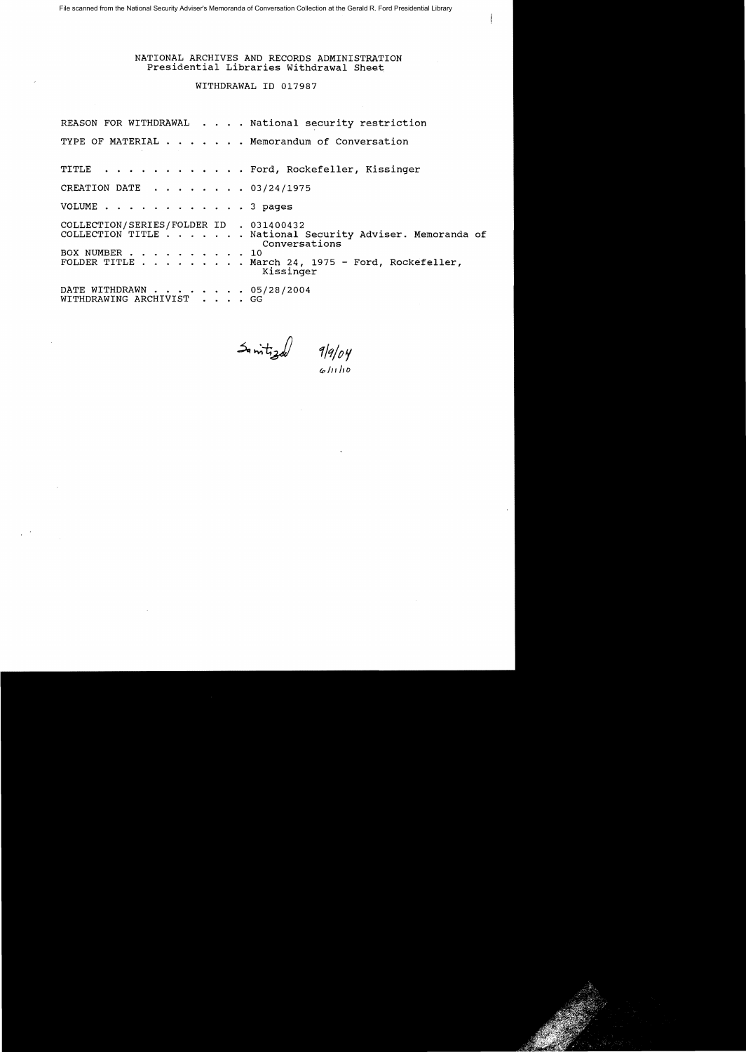File scanned from the National Security Adviser's Memoranda of Conversation Collection at the Gerald R. Ford Presidential Library

NATIONAL ARCHIVES AND RECORDS ADMINISTRATION
Presidential Libraries Withdrawal Sheet

WITHDRAWAL ID 017987

REASON FOR WITHDRAWAL . . . . National security restriction

TYPE OF MATERIAL . . . . . . . Memorandum of Conversation

TITLE . . . . . . . . . . . . Ford, Rockefeller, Kissinger

CREATION DATE . . . . . . . . 03/24/1975

VOLUME . . . . . . . . . . . . 3 pages

COLLECTION/SERIES/FOLDER ID . 031400432
COLLECTION TITLE . . . . . . . National Security Adviser. Memoranda of Conversations
BOX NUMBER . . . . . . . . . . 10
FOLDER TITLE . . . . . . . . . March 24, 1975 - Ford, Rockefeller, Kissinger

DATE WITHDRAWN . . . . . . . . 05/28/2004
WITHDRAWING ARCHIVIST . . . . GG

Sanitized 9/9/04
6/11/10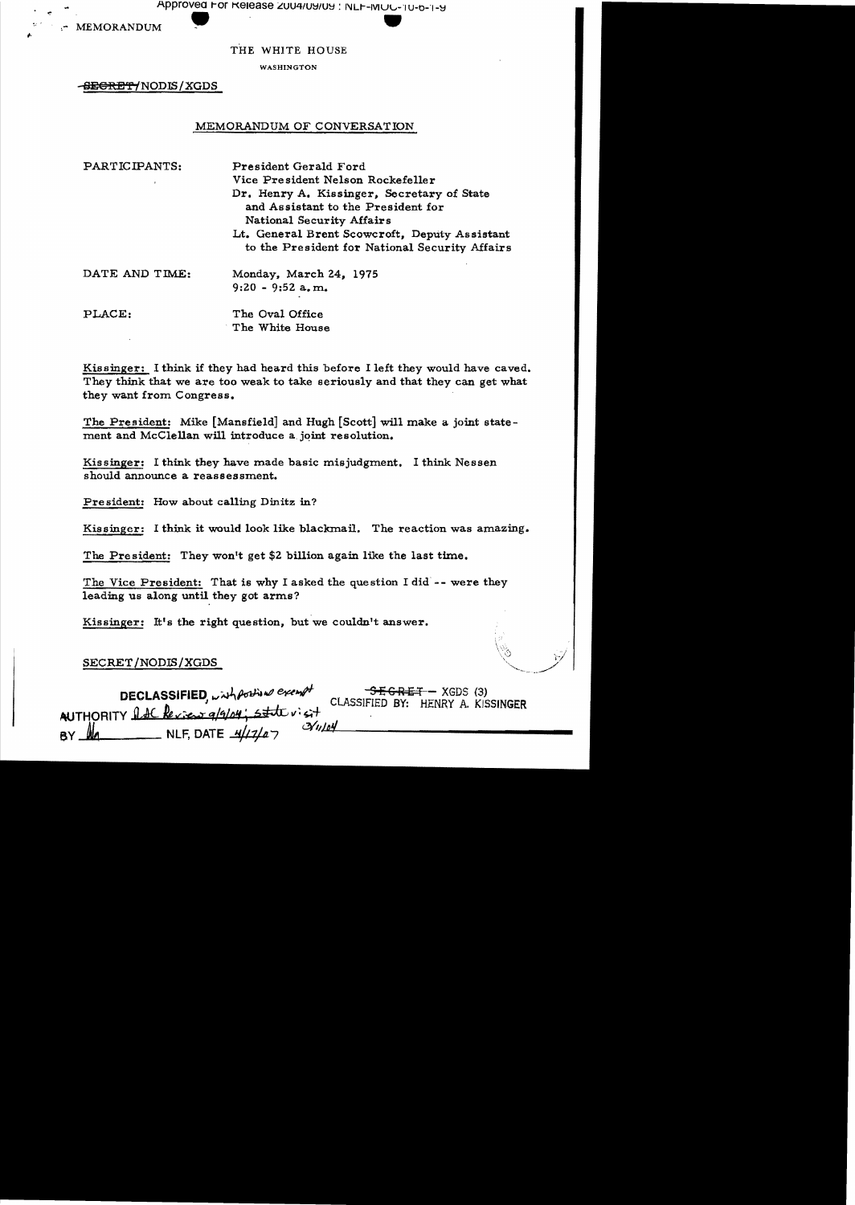MEMORANDUM

THE WHITE HOUSE

WASHINGTON

~~SECRET~~/NODIS/XGDS

MEMORANDUM OF CONVERSATION

PARTICIPANTS: President Gerald Ford
Vice President Nelson Rockefeller
Dr. Henry A. Kissinger, Secretary of State and Assistant to the President for National Security Affairs
Lt. General Brent Scowcroft, Deputy Assistant to the President for National Security Affairs

DATE AND TIME: Monday, March 24, 1975
9:20 - 9:52 a.m.

PLACE: The Oval Office
The White House

Kissinger: I think if they had heard this before I left they would have caved. They think that we are too weak to take seriously and that they can get what they want from Congress.

The President: Mike [Mansfield] and Hugh [Scott] will make a joint statement and McClellan will introduce a joint resolution.

Kissinger: I think they have made basic misjudgment. I think Nessen should announce a reassessment.

President: How about calling Dinitz in?

Kissinger: I think it would look like blackmail. The reaction was amazing.

The President: They won't get $2 billion again like the last time.

The Vice President: That is why I asked the question I did -- were they leading us along until they got arms?

Kissinger: It's the right question, but we couldn't answer.

SECRET/NODIS/XGDS

DECLASSIFIED with portions exempt
AUTHORITY DOC Review 9/9/04; State vi sit 3/11/04
BY Ma NLF, DATE 4/17/07

~~SECRET~~ - XGDS (3)
CLASSIFIED BY: HENRY A. KISSINGER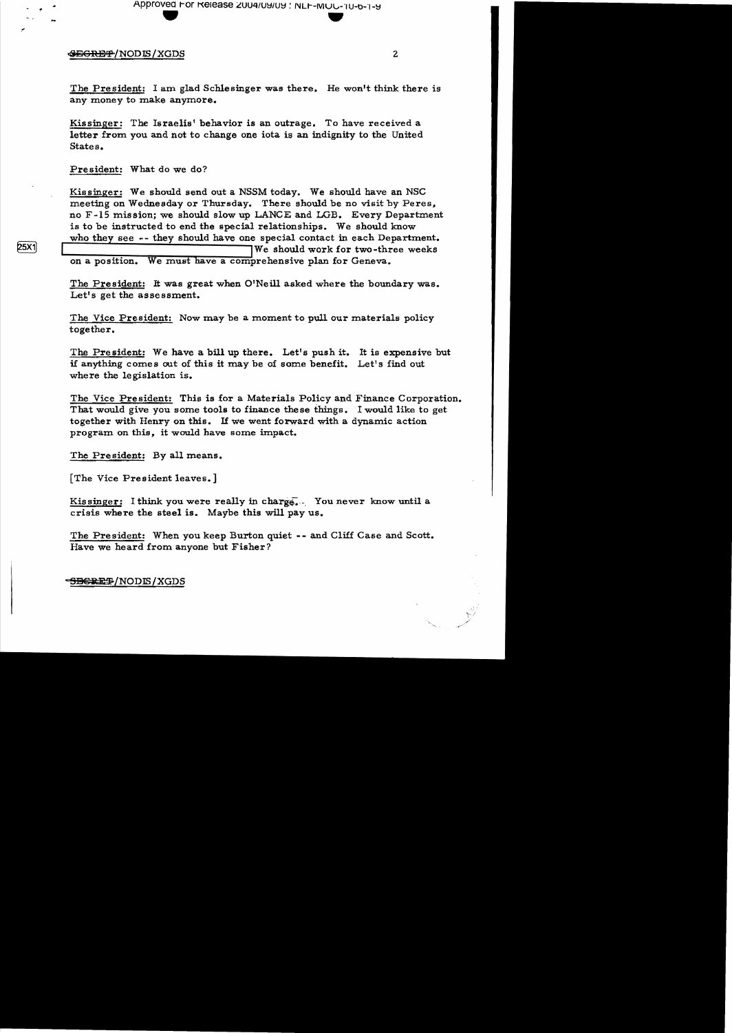The President: I am glad Schlesinger was there. He won't think there is any money to make anymore.

Kissinger: The Israelis' behavior is an outrage. To have received a letter from you and not to change one iota is an indignity to the United States.

President: What do we do?

Kissinger: We should send out a NSSM today. We should have an NSC meeting on Wednesday or Thursday. There should be no visit by Peres, no F-15 mission; we should slow up LANCE and LGB. Every Department is to be instructed to end the special relationships. We should know who they see -- they should have one special contact in each Department. [25X1] We should work for two-three weeks on a position. We must have a comprehensive plan for Geneva.

The President: It was great when O'Neill asked where the boundary was. Let's get the assessment.

The Vice President: Now may be a moment to pull our materials policy together.

The President: We have a bill up there. Let's push it. It is expensive but if anything comes out of this it may be of some benefit. Let's find out where the legislation is.

The Vice President: This is for a Materials Policy and Finance Corporation. That would give you some tools to finance these things. I would like to get together with Henry on this. If we went forward with a dynamic action program on this, it would have some impact.

The President: By all means.

[The Vice President leaves.]

Kissinger: I think you were really in charge. You never know until a crisis where the steel is. Maybe this will pay us.

The President: When you keep Burton quiet -- and Cliff Case and Scott. Have we heard from anyone but Fisher?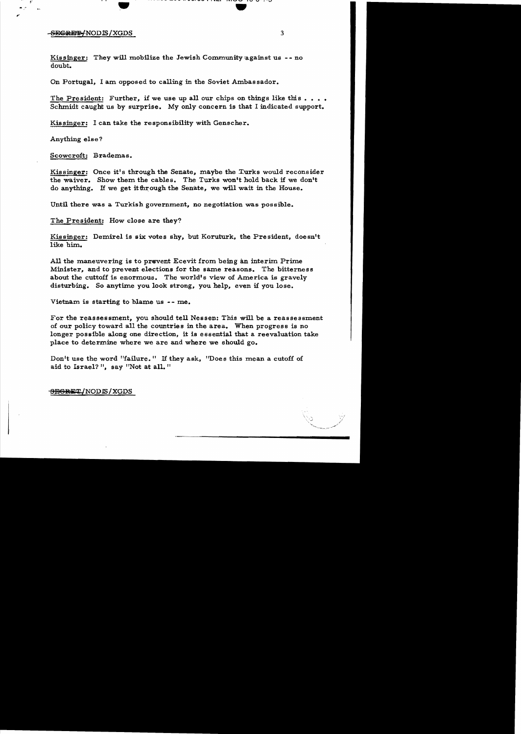SECRET/NODIS/XGDS

Kissinger: They will mobilize the Jewish Community against us -- no doubt.

On Portugal, I am opposed to calling in the Soviet Ambassador.

The President: Further, if we use up all our chips on things like this . . . . Schmidt caught us by surprise. My only concern is that I indicated support.

Kissinger: I can take the responsibility with Genscher.

Anything else?

Scowcroft: Brademas.

Kissinger: Once it's through the Senate, maybe the Turks would reconsider the waiver. Show them the cables. The Turks won't hold back if we don't do anything. If we get it through the Senate, we will wait in the House.

Until there was a Turkish government, no negotiation was possible.

The President: How close are they?

Kissinger: Demirel is six votes shy, but Koruturk, the President, doesn't like him.

All the maneuvering is to prevent Ecevit from being an interim Prime Minister, and to prevent elections for the same reasons. The bitterness about the cuttoff is enormous. The world's view of America is gravely disturbing. So anytime you look strong, you help, even if you lose.

Vietnam is starting to blame us -- me.

For the reassessment, you should tell Nessen: This will be a reassessment of our policy toward all the countries in the area. When progress is no longer possible along one direction, it is essential that a reevaluation take place to determine where we are and where we should go.

Don't use the word "failure." If they ask, "Does this mean a cutoff of aid to Israel?", say "Not at all."

SECRET/NODIS/XGDS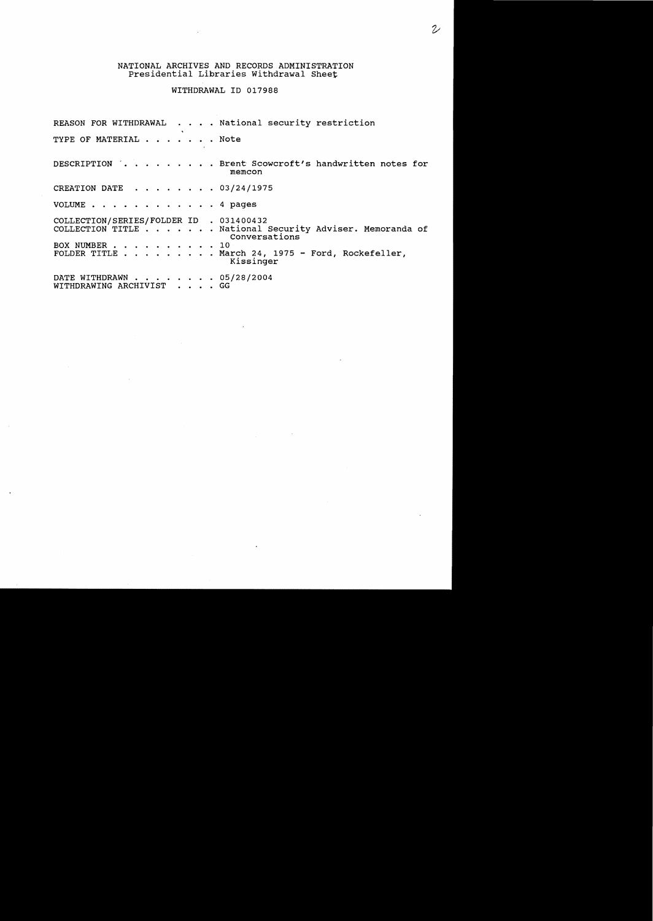NATIONAL ARCHIVES AND RECORDS ADMINISTRATION
Presidential Libraries Withdrawal Sheet

WITHDRAWAL ID 017988

REASON FOR WITHDRAWAL . . . . National security restriction

TYPE OF MATERIAL . . . . . . . Note

DESCRIPTION . . . . . . . . . Brent Scowcroft's handwritten notes for memcon

CREATION DATE . . . . . . . . 03/24/1975

VOLUME . . . . . . . . . . . . 4 pages

COLLECTION/SERIES/FOLDER ID . 031400432
COLLECTION TITLE . . . . . . . National Security Adviser. Memoranda of Conversations
BOX NUMBER . . . . . . . . . . 10
FOLDER TITLE . . . . . . . . . March 24, 1975 - Ford, Rockefeller, Kissinger

DATE WITHDRAWN . . . . . . . . 05/28/2004
WITHDRAWING ARCHIVIST . . . . GG